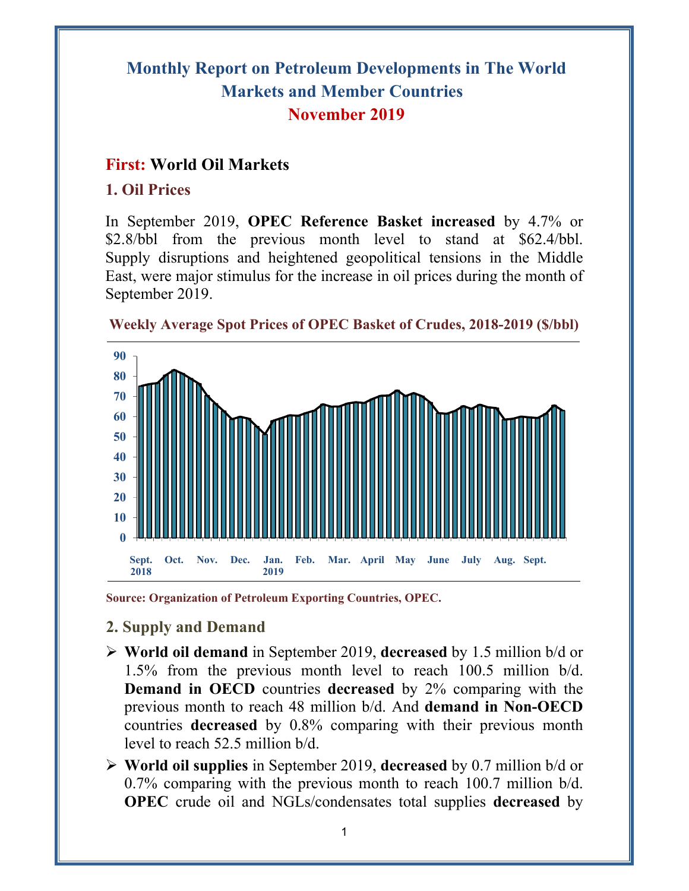# Monthly Report on Petroleum Developments in The World Markets and Member Countries

## November 2019

## First: World Oil Markets

### 1. Oil Prices

In September 2019, **OPEC Reference Basket increased** by 4.7% or $2.8/bbl from the previous month level to stand at $62.4/bbl. Supply disruptions and heightened geopolitical tensions in the Middle East, were major stimulus for the increase in oil prices during the month of September 2019.

**Weekly Average Spot Prices of OPEC Basket of Crudes, 2018-2019 ($/bbl)**

**Source: Organization of Petroleum Exporting Countries, OPEC.**

### 2. Supply and Demand

- **World oil demand** in September 2019, **decreased** by 1.5 million b/d or 1.5% from the previous month level to reach 100.5 million b/d. **Demand in OECD** countries **decreased** by 2% comparing with the previous month to reach 48 million b/d. And **demand in Non-OECD** countries **decreased** by 0.8% comparing with their previous month level to reach 52.5 million b/d.
- **World oil supplies** in September 2019, **decreased** by 0.7 million b/d or 0.7% comparing with the previous month to reach 100.7 million b/d. **OPEC** crude oil and NGLs/condensates total supplies **decreased** by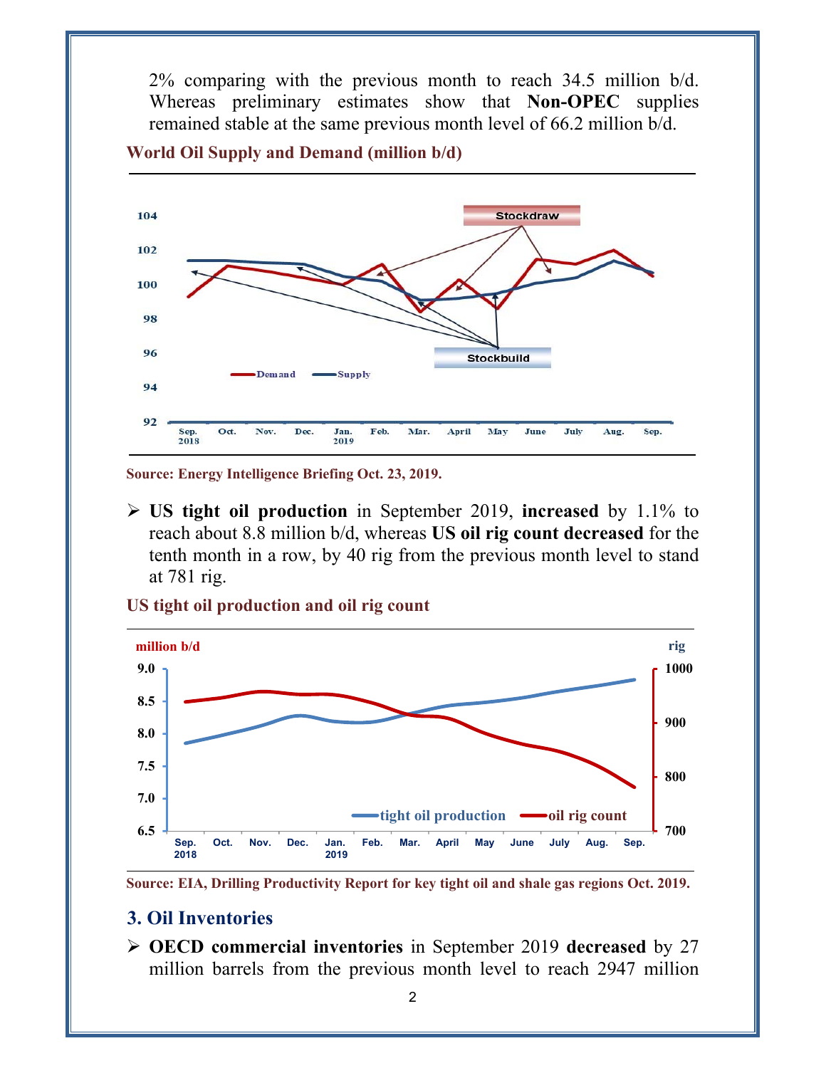2% comparing with the previous month to reach 34.5 million b/d. Whereas preliminary estimates show that **Non-OPEC** supplies remained stable at the same previous month level of 66.2 million b/d.

**World Oil Supply and Demand (million b/d)**

**Source: Energy Intelligence Briefing Oct. 23, 2019.**

- **US tight oil production** in September 2019, **increased** by 1.1% to reach about 8.8 million b/d, whereas **US oil rig count decreased** for the tenth month in a row, by 40 rig from the previous month level to stand at 781 rig.

**US tight oil production and oil rig count**

**Source: EIA, Drilling Productivity Report for key tight oil and shale gas regions Oct. 2019.**

## 3. Oil Inventories

- **OECD commercial inventories** in September 2019 **decreased** by 27 million barrels from the previous month level to reach 2947 million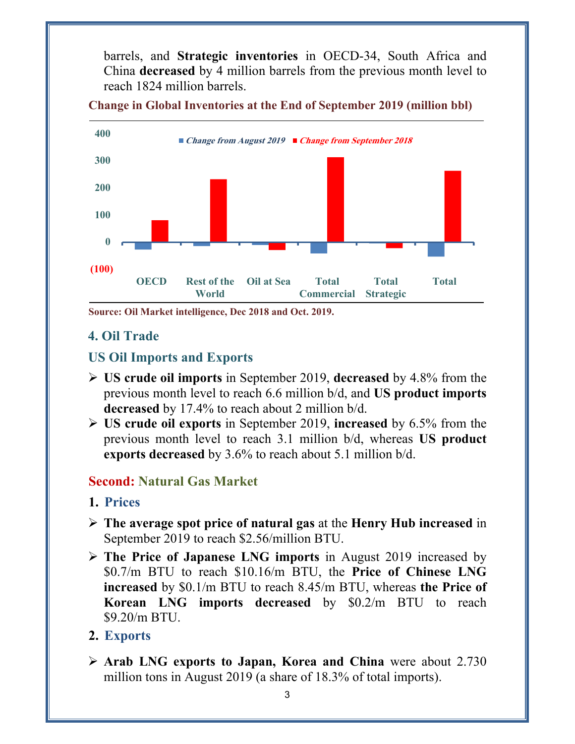barrels, and **Strategic inventories** in OECD-34, South Africa and China **decreased** by 4 million barrels from the previous month level to reach 1824 million barrels.

**Change in Global Inventories at the End of September 2019 (million bbl)**

400
300
200
100
0
(100)

*Change from August 2019* *Change from September 2018*

OECD
Rest of the World
Oil at Sea
Total Commercial
Total Strategic
Total

**Source: Oil Market intelligence, Dec 2018 and Oct. 2019.**

## 4. Oil Trade

### US Oil Imports and Exports

- **US crude oil imports** in September 2019, **decreased** by 4.8% from the previous month level to reach 6.6 million b/d, and **US product imports decreased** by 17.4% to reach about 2 million b/d.
- **US crude oil exports** in September 2019, **increased** by 6.5% from the previous month level to reach 3.1 million b/d, whereas **US product exports decreased** by 3.6% to reach about 5.1 million b/d.

## Second: Natural Gas Market

### 1. Prices

- **The average spot price of natural gas** at the **Henry Hub increased** in September 2019 to reach $2.56/million BTU.
- **The Price of Japanese LNG imports** in August 2019 increased by $0.7/m BTU to reach $10.16/m BTU, the **Price of Chinese LNG increased** by $0.1/m BTU to reach 8.45/m BTU, whereas **the Price of Korean LNG imports decreased** by $0.2/m BTU to reach $9.20/m BTU.

### 2. Exports

- **Arab LNG exports to Japan, Korea and China** were about 2.730 million tons in August 2019 (a share of 18.3% of total imports).